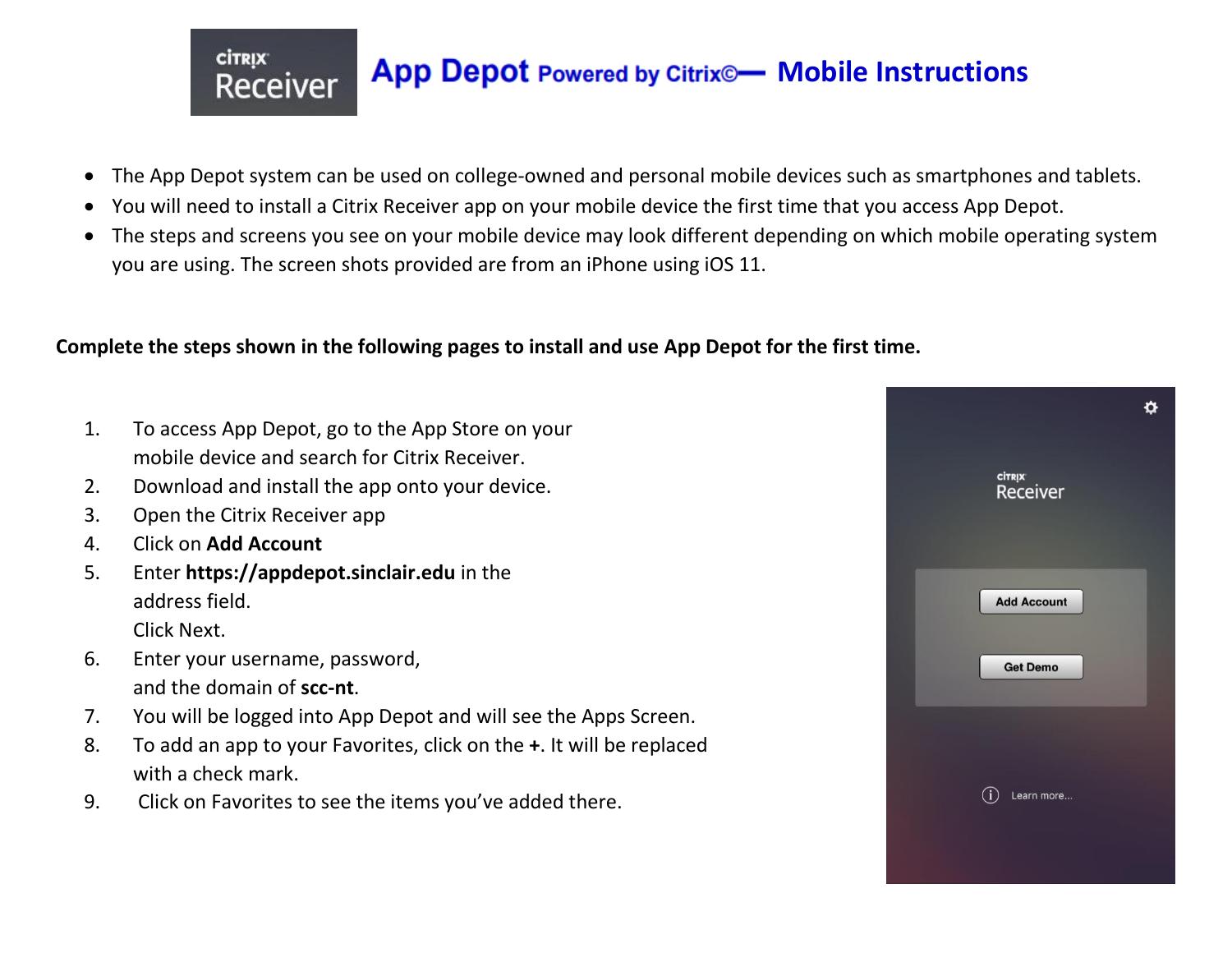# App Depot Powered by Citrix©— Mobile Instructions

- The App Depot system can be used on college-owned and personal mobile devices such as smartphones and tablets.
- You will need to install a Citrix Receiver app on your mobile device the first time that you access App Depot.
- The steps and screens you see on your mobile device may look different depending on which mobile operating system you are using. The screen shots provided are from an iPhone using iOS 11.

**Complete the steps shown in the following pages to install and use App Depot for the first time.**

1. To access App Depot, go to the App Store on your mobile device and search for Citrix Receiver.
2. Download and install the app onto your device.
3. Open the Citrix Receiver app
4. Click on **Add Account**
5. Enter **https://appdepot.sinclair.edu** in the address field.
   Click Next.
6. Enter your username, password, and the domain of **scc-nt**.
7. You will be logged into App Depot and will see the Apps Screen.
8. To add an app to your Favorites, click on the **+**. It will be replaced with a check mark.
9. Click on Favorites to see the items you've added there.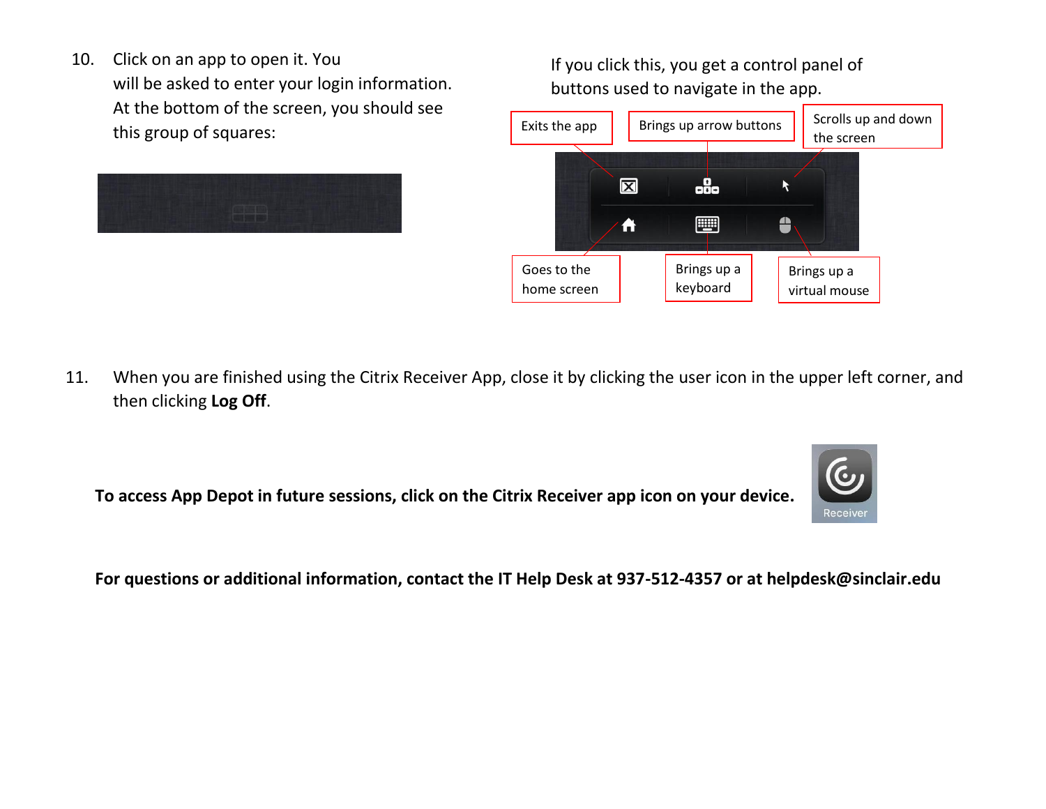10. Click on an app to open it. You will be asked to enter your login information. At the bottom of the screen, you should see this group of squares:

If you click this, you get a control panel of buttons used to navigate in the app.

Exits the app

Brings up arrow buttons

Scrolls up and down the screen

Goes to the home screen

Brings up a keyboard

Brings up a virtual mouse

11. When you are finished using the Citrix Receiver App, close it by clicking the user icon in the upper left corner, and then clicking **Log Off**.

**To access App Depot in future sessions, click on the Citrix Receiver app icon on your device.**

Receiver

**For questions or additional information, contact the IT Help Desk at 937-512-4357 or at helpdesk@sinclair.edu**